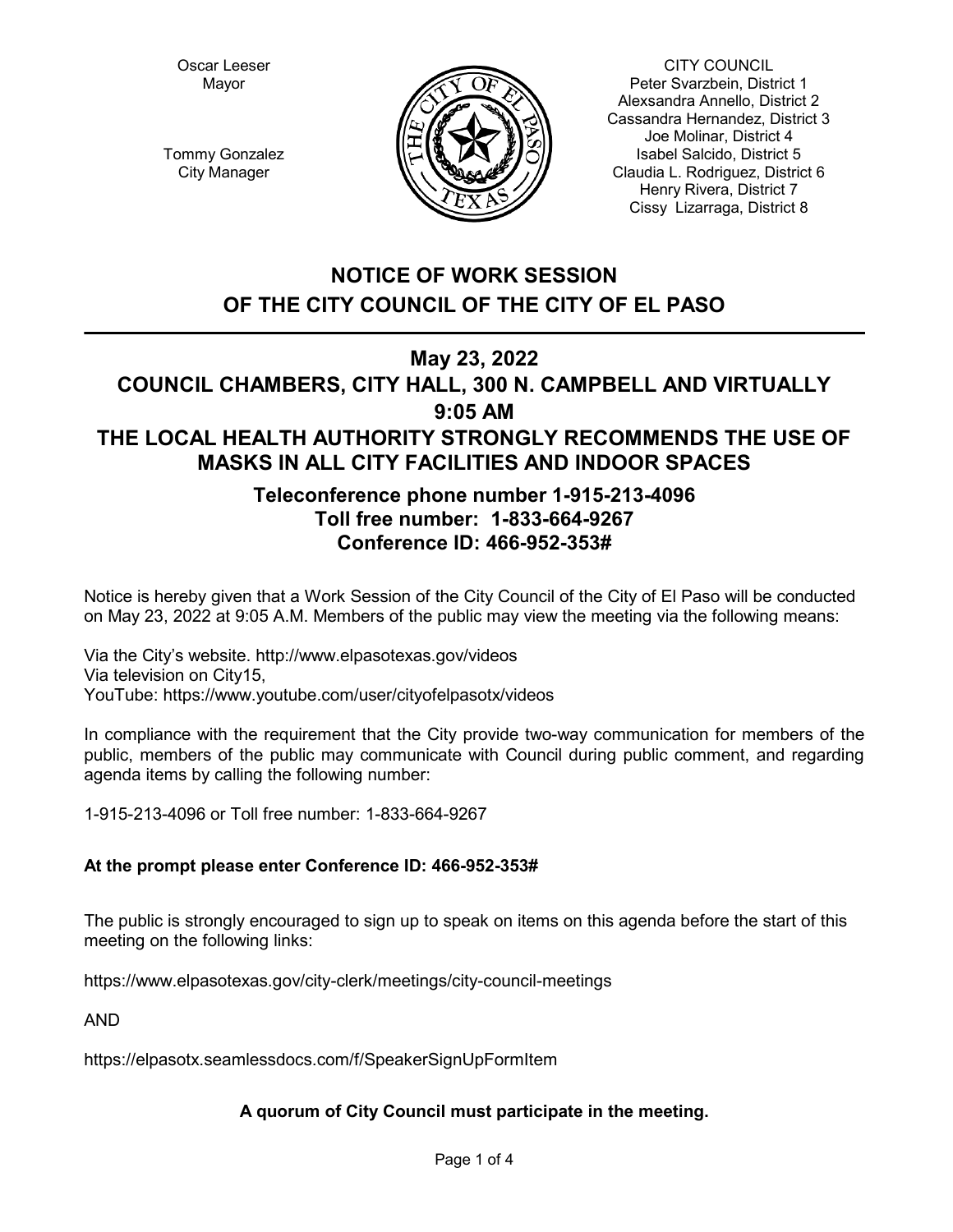Oscar Leeser
Mayor

Tommy Gonzalez
City Manager

CITY COUNCIL
Peter Svarzbein, District 1
Alexsandra Annello, District 2
Cassandra Hernandez, District 3
Joe Molinar, District 4
Isabel Salcido, District 5
Claudia L. Rodriguez, District 6
Henry Rivera, District 7
Cissy Lizarraga, District 8

# NOTICE OF WORK SESSION
# OF THE CITY COUNCIL OF THE CITY OF EL PASO

## May 23, 2022
## COUNCIL CHAMBERS, CITY HALL, 300 N. CAMPBELL AND VIRTUALLY
## 9:05 AM
## THE LOCAL HEALTH AUTHORITY STRONGLY RECOMMENDS THE USE OF MASKS IN ALL CITY FACILITIES AND INDOOR SPACES

### Teleconference phone number 1-915-213-4096
### Toll free number: 1-833-664-9267
### Conference ID: 466-952-353#

Notice is hereby given that a Work Session of the City Council of the City of El Paso will be conducted on May 23, 2022 at 9:05 A.M. Members of the public may view the meeting via the following means:

Via the City's website. http://www.elpasotexas.gov/videos
Via television on City15,
YouTube: https://www.youtube.com/user/cityofelpasotx/videos

In compliance with the requirement that the City provide two-way communication for members of the public, members of the public may communicate with Council during public comment, and regarding agenda items by calling the following number:

1-915-213-4096 or Toll free number: 1-833-664-9267

**At the prompt please enter Conference ID: 466-952-353#**

The public is strongly encouraged to sign up to speak on items on this agenda before the start of this meeting on the following links:

https://www.elpasotexas.gov/city-clerk/meetings/city-council-meetings

AND

https://elpasotx.seamlessdocs.com/f/SpeakerSignUpFormItem

**A quorum of City Council must participate in the meeting.**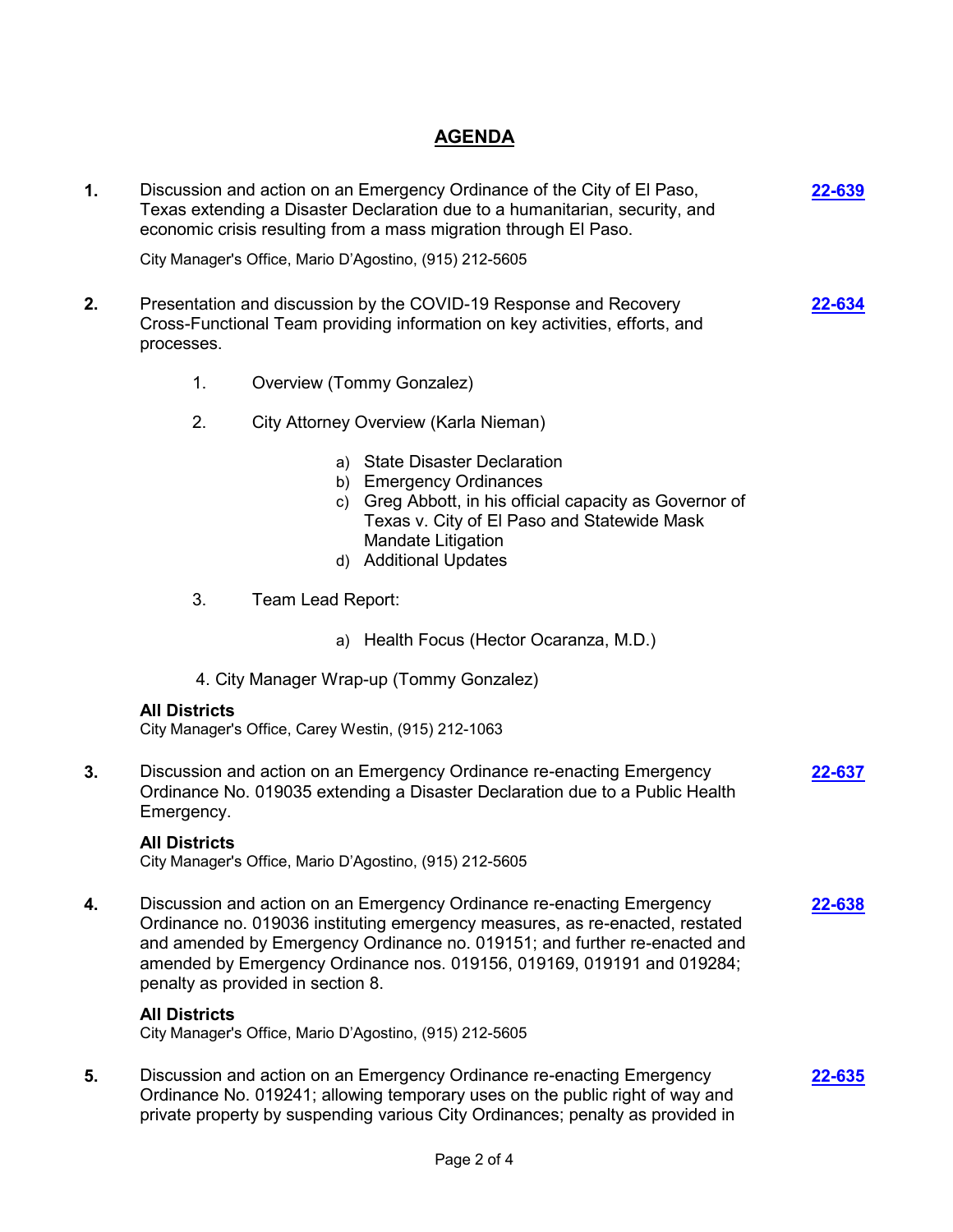# AGENDA

**1.** Discussion and action on an Emergency Ordinance of the City of El Paso, Texas extending a Disaster Declaration due to a humanitarian, security, and economic crisis resulting from a mass migration through El Paso. **22-639**

City Manager's Office, Mario D'Agostino, (915) 212-5605

**2.** Presentation and discussion by the COVID-19 Response and Recovery Cross-Functional Team providing information on key activities, efforts, and processes. **22-634**

1. Overview (Tommy Gonzalez)
2. City Attorney Overview (Karla Nieman)
   - a) State Disaster Declaration
   - b) Emergency Ordinances
   - c) Greg Abbott, in his official capacity as Governor of Texas v. City of El Paso and Statewide Mask Mandate Litigation
   - d) Additional Updates
3. Team Lead Report:
   - a) Health Focus (Hector Ocaranza, M.D.)
4. City Manager Wrap-up (Tommy Gonzalez)

**All Districts**
City Manager's Office, Carey Westin, (915) 212-1063

**3.** Discussion and action on an Emergency Ordinance re-enacting Emergency Ordinance No. 019035 extending a Disaster Declaration due to a Public Health Emergency. **22-637**

**All Districts**
City Manager's Office, Mario D'Agostino, (915) 212-5605

**4.** Discussion and action on an Emergency Ordinance re-enacting Emergency Ordinance no. 019036 instituting emergency measures, as re-enacted, restated and amended by Emergency Ordinance no. 019151; and further re-enacted and amended by Emergency Ordinance nos. 019156, 019169, 019191 and 019284; penalty as provided in section 8. **22-638**

**All Districts**
City Manager's Office, Mario D'Agostino, (915) 212-5605

**5.** Discussion and action on an Emergency Ordinance re-enacting Emergency Ordinance No. 019241; allowing temporary uses on the public right of way and private property by suspending various City Ordinances; penalty as provided in **22-635**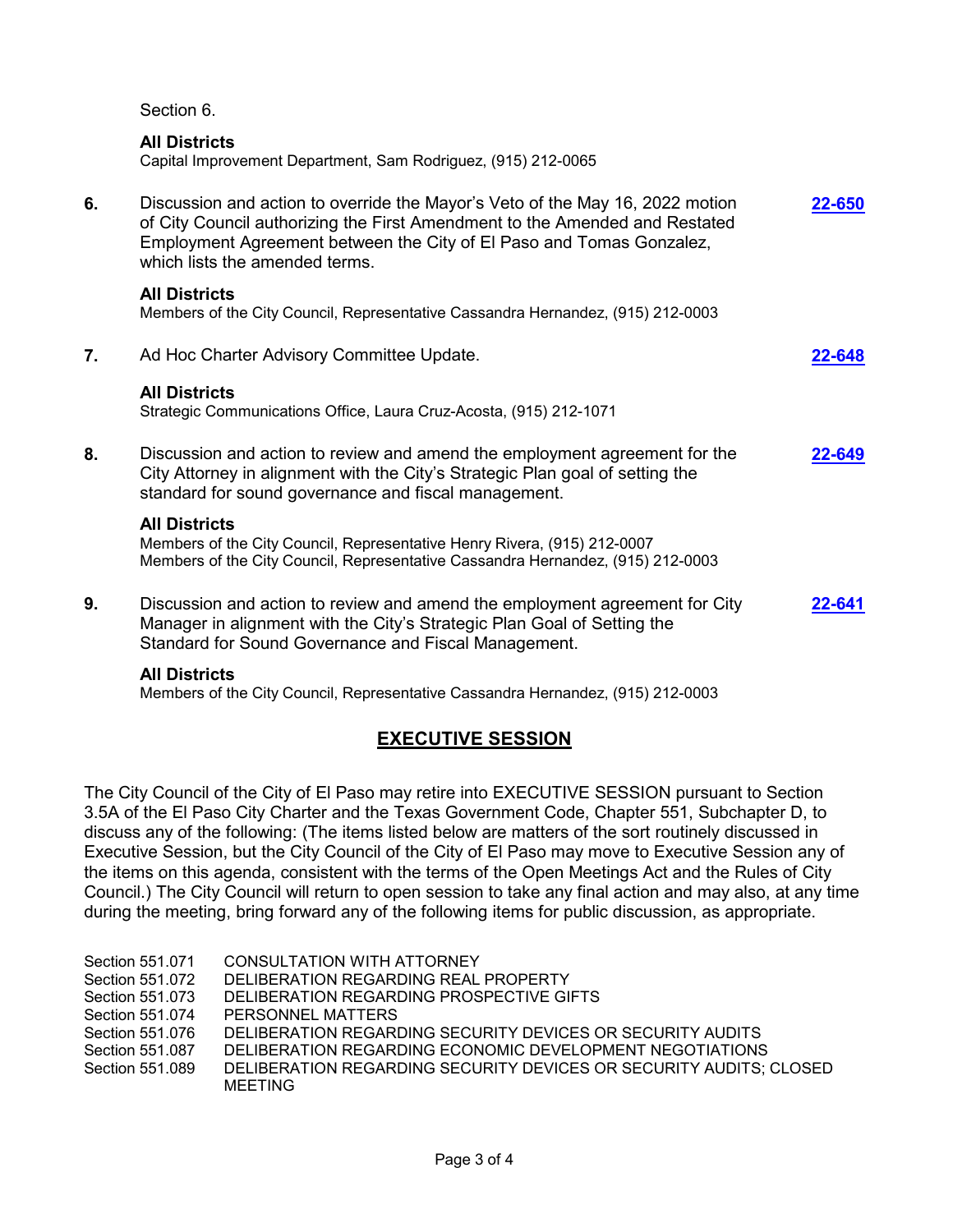Section 6.

**All Districts**
Capital Improvement Department, Sam Rodriguez, (915) 212-0065

**6.** Discussion and action to override the Mayor's Veto of the May 16, 2022 motion of City Council authorizing the First Amendment to the Amended and Restated Employment Agreement between the City of El Paso and Tomas Gonzalez, which lists the amended terms. **22-650**

**All Districts**
Members of the City Council, Representative Cassandra Hernandez, (915) 212-0003

**7.** Ad Hoc Charter Advisory Committee Update. **22-648**

**All Districts**
Strategic Communications Office, Laura Cruz-Acosta, (915) 212-1071

**8.** Discussion and action to review and amend the employment agreement for the City Attorney in alignment with the City's Strategic Plan goal of setting the standard for sound governance and fiscal management. **22-649**

**All Districts**
Members of the City Council, Representative Henry Rivera, (915) 212-0007
Members of the City Council, Representative Cassandra Hernandez, (915) 212-0003

**9.** Discussion and action to review and amend the employment agreement for City Manager in alignment with the City's Strategic Plan Goal of Setting the Standard for Sound Governance and Fiscal Management. **22-641**

**All Districts**
Members of the City Council, Representative Cassandra Hernandez, (915) 212-0003

## EXECUTIVE SESSION

The City Council of the City of El Paso may retire into EXECUTIVE SESSION pursuant to Section 3.5A of the El Paso City Charter and the Texas Government Code, Chapter 551, Subchapter D, to discuss any of the following: (The items listed below are matters of the sort routinely discussed in Executive Session, but the City Council of the City of El Paso may move to Executive Session any of the items on this agenda, consistent with the terms of the Open Meetings Act and the Rules of City Council.) The City Council will return to open session to take any final action and may also, at any time during the meeting, bring forward any of the following items for public discussion, as appropriate.

| | |
|---|---|
| Section 551.071 | CONSULTATION WITH ATTORNEY |
| Section 551.072 | DELIBERATION REGARDING REAL PROPERTY |
| Section 551.073 | DELIBERATION REGARDING PROSPECTIVE GIFTS |
| Section 551.074 | PERSONNEL MATTERS |
| Section 551.076 | DELIBERATION REGARDING SECURITY DEVICES OR SECURITY AUDITS |
| Section 551.087 | DELIBERATION REGARDING ECONOMIC DEVELOPMENT NEGOTIATIONS |
| Section 551.089 | DELIBERATION REGARDING SECURITY DEVICES OR SECURITY AUDITS; CLOSED MEETING |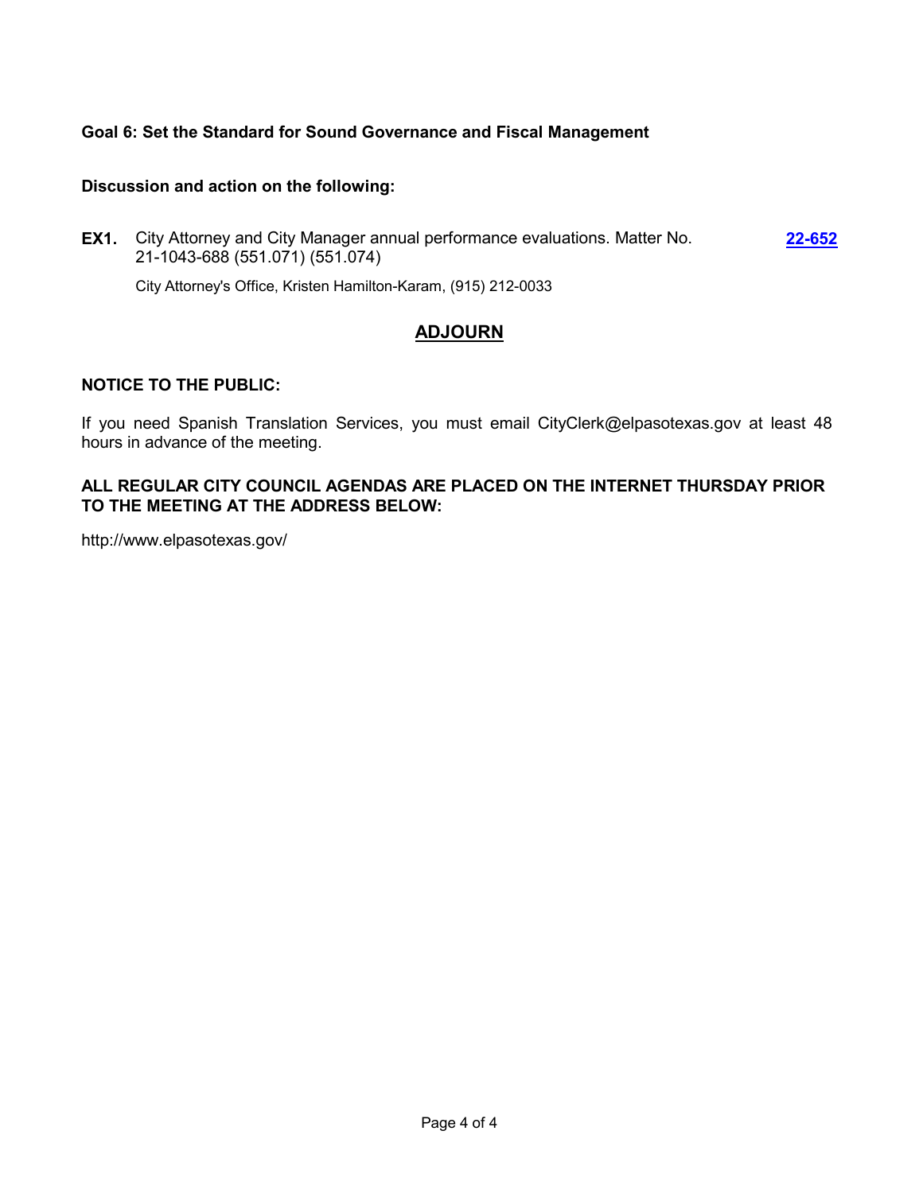**Goal 6: Set the Standard for Sound Governance and Fiscal Management**

**Discussion and action on the following:**

**EX1.** City Attorney and City Manager annual performance evaluations. Matter No. 21-1043-688 (551.071) (551.074) **22-652**

City Attorney's Office, Kristen Hamilton-Karam, (915) 212-0033

## ADJOURN

**NOTICE TO THE PUBLIC:**

If you need Spanish Translation Services, you must email CityClerk@elpasotexas.gov at least 48 hours in advance of the meeting.

**ALL REGULAR CITY COUNCIL AGENDAS ARE PLACED ON THE INTERNET THURSDAY PRIOR TO THE MEETING AT THE ADDRESS BELOW:**

http://www.elpasotexas.gov/